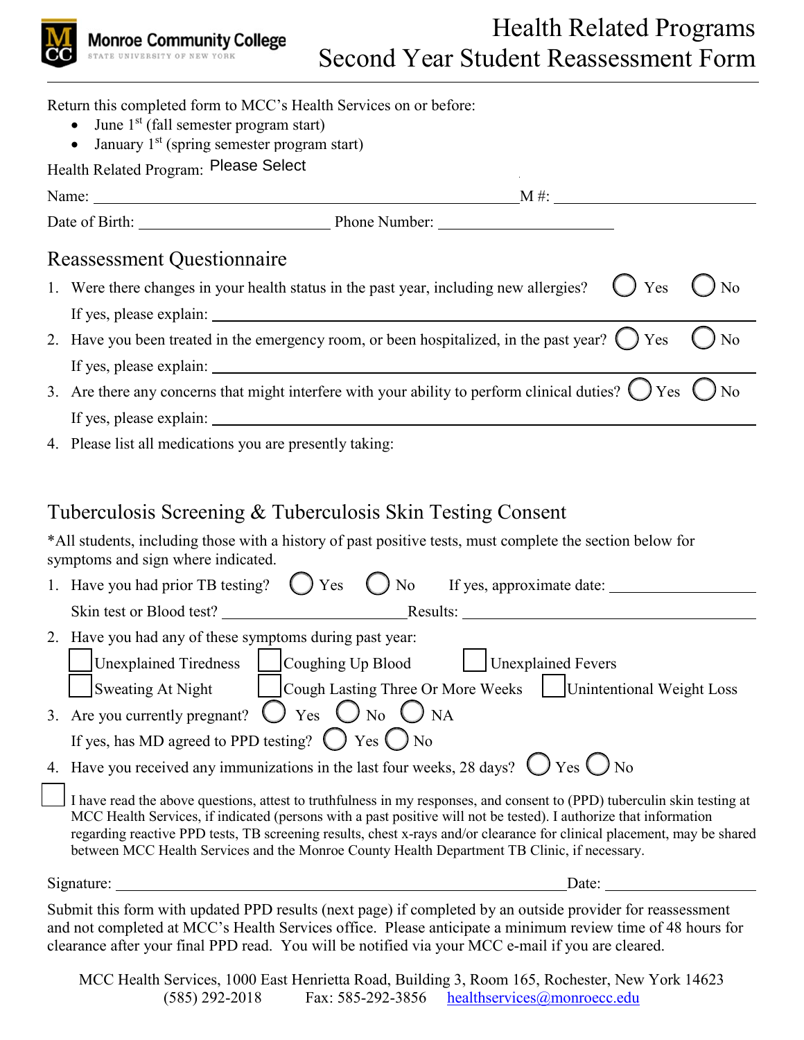Monroe Community College
STATE UNIVERSITY OF NEW YORK

# Health Related Programs
# Second Year Student Reassessment Form

Return this completed form to MCC's Health Services on or before:

- June 1st (fall semester program start)
- January 1st (spring semester program start)

Health Related Program: Please Select

Name: ______________________________ M #: ______________

Date of Birth: ______________ Phone Number: ______________

## Reassessment Questionnaire

1. Were there changes in your health status in the past year, including new allergies? ◯ Yes ◯ No
   If yes, please explain: ______________________________
2. Have you been treated in the emergency room, or been hospitalized, in the past year? ◯ Yes ◯ No
   If yes, please explain: ______________________________
3. Are there any concerns that might interfere with your ability to perform clinical duties? ◯ Yes ◯ No
   If yes, please explain: ______________________________
4. Please list all medications you are presently taking:

## Tuberculosis Screening & Tuberculosis Skin Testing Consent

*All students, including those with a history of past positive tests, must complete the section below for symptoms and sign where indicated.

1. Have you had prior TB testing? ◯ Yes ◯ No If yes, approximate date: ______________
   Skin test or Blood test? ______________ Results: ______________
2. Have you had any of these symptoms during past year:
   - ☐ Unexplained Tiredness
   - ☐ Coughing Up Blood
   - ☐ Unexplained Fevers
   - ☐ Sweating At Night
   - ☐ Cough Lasting Three Or More Weeks
   - ☐ Unintentional Weight Loss
3. Are you currently pregnant? ◯ Yes ◯ No ◯ NA
   If yes, has MD agreed to PPD testing? ◯ Yes ◯ No
4. Have you received any immunizations in the last four weeks, 28 days? ◯ Yes ◯ No

☐ I have read the above questions, attest to truthfulness in my responses, and consent to (PPD) tuberculin skin testing at MCC Health Services, if indicated (persons with a past positive will not be tested). I authorize that information regarding reactive PPD tests, TB screening results, chest x-rays and/or clearance for clinical placement, may be shared between MCC Health Services and the Monroe County Health Department TB Clinic, if necessary.

Signature: ______________________________ Date: ______________

Submit this form with updated PPD results (next page) if completed by an outside provider for reassessment and not completed at MCC's Health Services office. Please anticipate a minimum review time of 48 hours for clearance after your final PPD read. You will be notified via your MCC e-mail if you are cleared.

MCC Health Services, 1000 East Henrietta Road, Building 3, Room 165, Rochester, New York 14623
(585) 292-2018 Fax: 585-292-3856 healthservices@monroecc.edu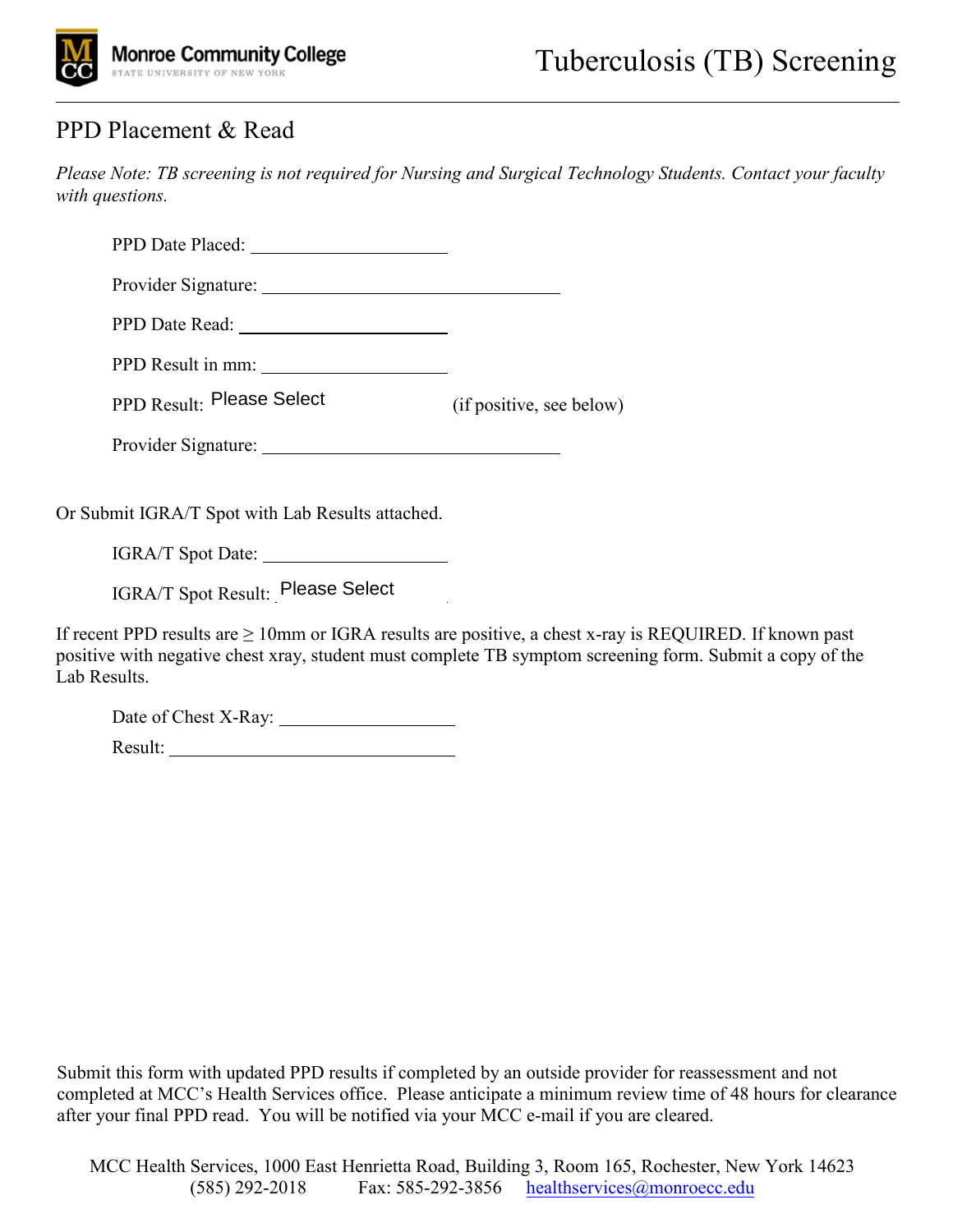Monroe Community College
STATE UNIVERSITY OF NEW YORK

# Tuberculosis (TB) Screening

## PPD Placement & Read

*Please Note: TB screening is not required for Nursing and Surgical Technology Students. Contact your faculty with questions.*

PPD Date Placed: ____________________

Provider Signature: ______________________________

PPD Date Read: ____________________

PPD Result in mm: ____________________

PPD Result: Please Select (if positive, see below)

Provider Signature: ______________________________

Or Submit IGRA/T Spot with Lab Results attached.

IGRA/T Spot Date: ____________________

IGRA/T Spot Result: Please Select

If recent PPD results are ≥ 10mm or IGRA results are positive, a chest x-ray is REQUIRED. If known past positive with negative chest xray, student must complete TB symptom screening form. Submit a copy of the Lab Results.

Date of Chest X-Ray: ____________________

Result: ______________________________

Submit this form with updated PPD results if completed by an outside provider for reassessment and not completed at MCC's Health Services office. Please anticipate a minimum review time of 48 hours for clearance after your final PPD read. You will be notified via your MCC e-mail if you are cleared.

MCC Health Services, 1000 East Henrietta Road, Building 3, Room 165, Rochester, New York 14623
(585) 292-2018 Fax: 585-292-3856 healthservices@monroecc.edu